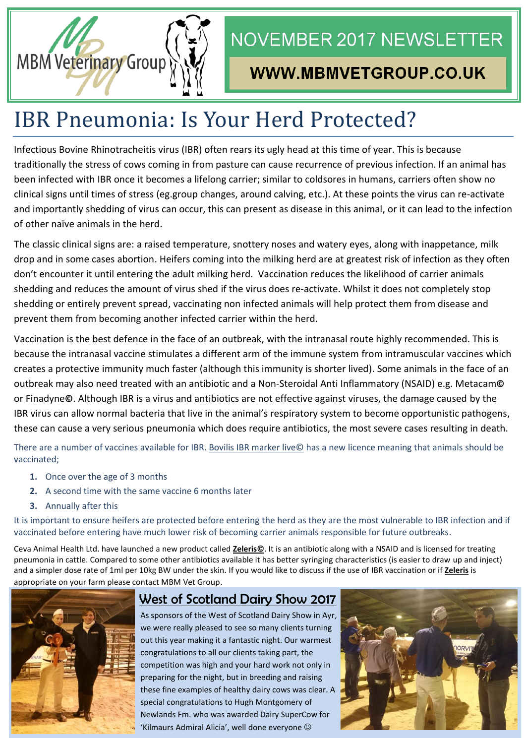MBM Veterinary Group

# NOVEMBER 2017 NEWSLETTER

**WWW.MBMVETGROUP.CO.UK**

# IBR Pneumonia: Is Your Herd Protected?

Infectious Bovine Rhinotracheitis virus (IBR) often rears its ugly head at this time of year. This is because traditionally the stress of cows coming in from pasture can cause recurrence of previous infection. If an animal has been infected with IBR once it becomes a lifelong carrier; similar to coldsores in humans, carriers often show no clinical signs until times of stress (eg.group changes, around calving, etc.). At these points the virus can re-activate and importantly shedding of virus can occur, this can present as disease in this animal, or it can lead to the infection of other naïve animals in the herd.

The classic clinical signs are: a raised temperature, snottery noses and watery eyes, along with inappetance, milk drop and in some cases abortion. Heifers coming into the milking herd are at greatest risk of infection as they often don't encounter it until entering the adult milking herd. Vaccination reduces the likelihood of carrier animals shedding and reduces the amount of virus shed if the virus does re-activate. Whilst it does not completely stop shedding or entirely prevent spread, vaccinating non infected animals will help protect them from disease and prevent them from becoming another infected carrier within the herd.

Vaccination is the best defence in the face of an outbreak, with the intranasal route highly recommended. This is because the intranasal vaccine stimulates a different arm of the immune system from intramuscular vaccines which creates a protective immunity much faster (although this immunity is shorter lived). Some animals in the face of an outbreak may also need treated with an antibiotic and a Non-Steroidal Anti Inflammatory (NSAID) e.g. Metacam© or Finadyne©. Although IBR is a virus and antibiotics are not effective against viruses, the damage caused by the IBR virus can allow normal bacteria that live in the animal's respiratory system to become opportunistic pathogens, these can cause a very serious pneumonia which does require antibiotics, the most severe cases resulting in death.

There are a number of vaccines available for IBR. Bovilis IBR marker live© has a new licence meaning that animals should be vaccinated;

1. Once over the age of 3 months
2. A second time with the same vaccine 6 months later
3. Annually after this

It is important to ensure heifers are protected before entering the herd as they are the most vulnerable to IBR infection and if vaccinated before entering have much lower risk of becoming carrier animals responsible for future outbreaks.

Ceva Animal Health Ltd. have launched a new product called **Zeleris©**. It is an antibiotic along with a NSAID and is licensed for treating pneumonia in cattle. Compared to some other antibiotics available it has better syringing characteristics (is easier to draw up and inject) and a simpler dose rate of 1ml per 10kg BW under the skin. If you would like to discuss if the use of IBR vaccination or if **Zeleris** is appropriate on your farm please contact MBM Vet Group.

## West of Scotland Dairy Show 2017

As sponsors of the West of Scotland Dairy Show in Ayr, we were really pleased to see so many clients turning out this year making it a fantastic night. Our warmest congratulations to all our clients taking part, the competition was high and your hard work not only in preparing for the night, but in breeding and raising these fine examples of healthy dairy cows was clear. A special congratulations to Hugh Montgomery of Newlands Fm. who was awarded Dairy SuperCow for 'Kilmaurs Admiral Alicia', well done everyone ☺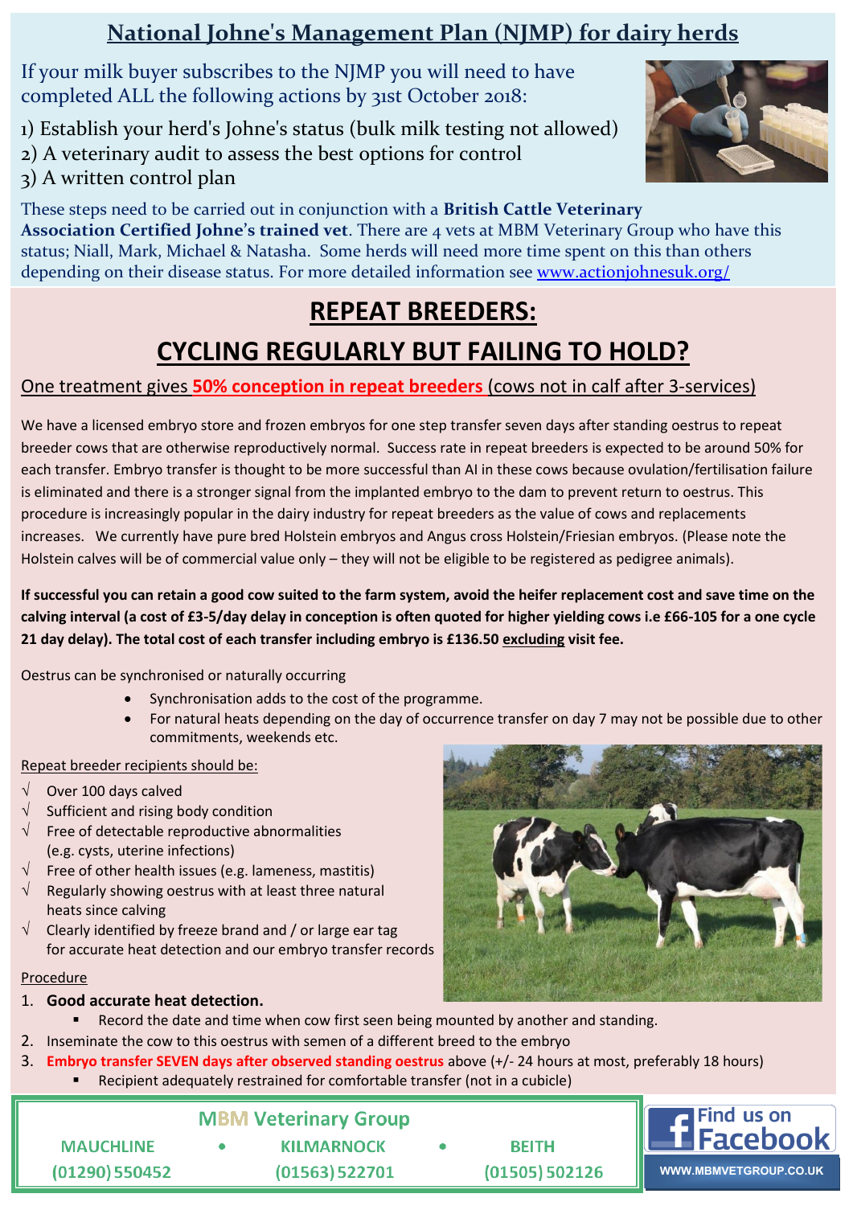## National Johne's Management Plan (NJMP) for dairy herds

If your milk buyer subscribes to the NJMP you will need to have completed ALL the following actions by 31st October 2018:

1) Establish your herd's Johne's status (bulk milk testing not allowed)
2) A veterinary audit to assess the best options for control
3) A written control plan

These steps need to be carried out in conjunction with a **British Cattle Veterinary Association Certified Johne's trained vet**. There are 4 vets at MBM Veterinary Group who have this status; Niall, Mark, Michael & Natasha. Some herds will need more time spent on this than others depending on their disease status. For more detailed information see www.actionjohnesuk.org/

# REPEAT BREEDERS:

# CYCLING REGULARLY BUT FAILING TO HOLD?

One treatment gives **50% conception in repeat breeders** (cows not in calf after 3-services)

We have a licensed embryo store and frozen embryos for one step transfer seven days after standing oestrus to repeat breeder cows that are otherwise reproductively normal. Success rate in repeat breeders is expected to be around 50% for each transfer. Embryo transfer is thought to be more successful than AI in these cows because ovulation/fertilisation failure is eliminated and there is a stronger signal from the implanted embryo to the dam to prevent return to oestrus. This procedure is increasingly popular in the dairy industry for repeat breeders as the value of cows and replacements increases. We currently have pure bred Holstein embryos and Angus cross Holstein/Friesian embryos. (Please note the Holstein calves will be of commercial value only – they will not be eligible to be registered as pedigree animals).

**If successful you can retain a good cow suited to the farm system, avoid the heifer replacement cost and save time on the calving interval (a cost of £3-5/day delay in conception is often quoted for higher yielding cows i.e £66-105 for a one cycle 21 day delay). The total cost of each transfer including embryo is £136.50 excluding visit fee.**

Oestrus can be synchronised or naturally occurring

- Synchronisation adds to the cost of the programme.
- For natural heats depending on the day of occurrence transfer on day 7 may not be possible due to other commitments, weekends etc.

Repeat breeder recipients should be:

- √ Over 100 days calved
- √ Sufficient and rising body condition
- √ Free of detectable reproductive abnormalities (e.g. cysts, uterine infections)
- √ Free of other health issues (e.g. lameness, mastitis)
- √ Regularly showing oestrus with at least three natural heats since calving
- √ Clearly identified by freeze brand and / or large ear tag for accurate heat detection and our embryo transfer records

Procedure

1. **Good accurate heat detection.**
   - Record the date and time when cow first seen being mounted by another and standing.
2. Inseminate the cow to this oestrus with semen of a different breed to the embryo
3. **Embryo transfer SEVEN days after observed standing oestrus** above (+/- 24 hours at most, preferably 18 hours)
   - Recipient adequately restrained for comfortable transfer (not in a cubicle)

MBM Veterinary Group

MAUCHLINE (01290) 550452 • KILMARNOCK (01563) 522701 • BEITH (01505) 502126

Find us on Facebook

WWW.MBMVETGROUP.CO.UK